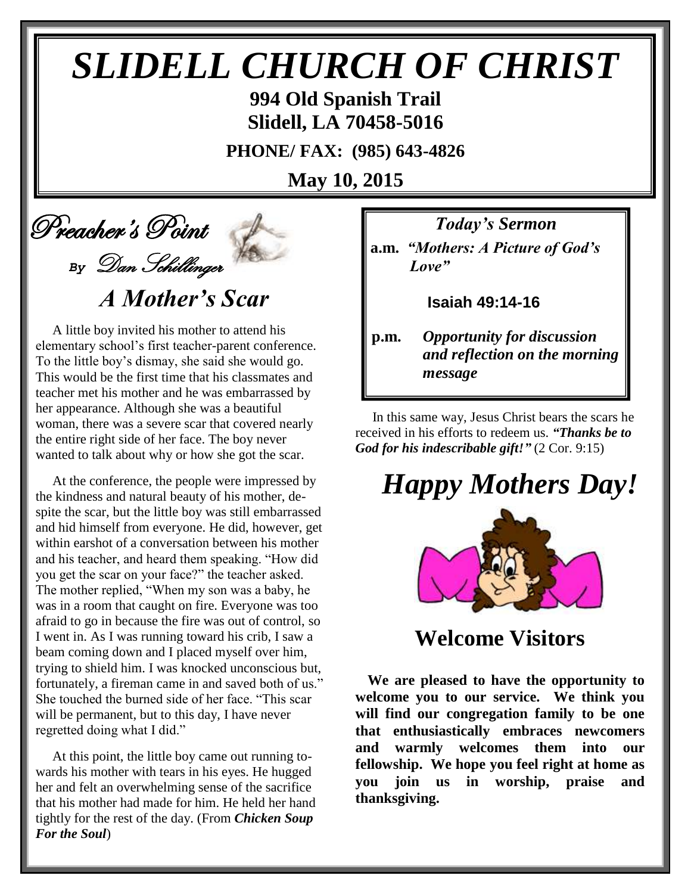# *SLIDELL CHURCH OF CHRIST*

**994 Old Spanish Trail**
**Slidell, LA 70458-5016**

**PHONE/ FAX: (985) 643-4826**

**May 10, 2015**

## Preacher's Point

*By* Dan Schillinger

### *A Mother's Scar*

A little boy invited his mother to attend his elementary school's first teacher-parent conference. To the little boy's dismay, she said she would go. This would be the first time that his classmates and teacher met his mother and he was embarrassed by her appearance. Although she was a beautiful woman, there was a severe scar that covered nearly the entire right side of her face. The boy never wanted to talk about why or how she got the scar.

At the conference, the people were impressed by the kindness and natural beauty of his mother, despite the scar, but the little boy was still embarrassed and hid himself from everyone. He did, however, get within earshot of a conversation between his mother and his teacher, and heard them speaking. "How did you get the scar on your face?" the teacher asked. The mother replied, "When my son was a baby, he was in a room that caught on fire. Everyone was too afraid to go in because the fire was out of control, so I went in. As I was running toward his crib, I saw a beam coming down and I placed myself over him, trying to shield him. I was knocked unconscious but, fortunately, a fireman came in and saved both of us." She touched the burned side of her face. "This scar will be permanent, but to this day, I have never regretted doing what I did."

At this point, the little boy came out running towards his mother with tears in his eyes. He hugged her and felt an overwhelming sense of the sacrifice that his mother had made for him. He held her hand tightly for the rest of the day. (From ***Chicken Soup For the Soul***)

In this same way, Jesus Christ bears the scars he received in his efforts to redeem us. ***"Thanks be to God for his indescribable gift!"*** (2 Cor. 9:15)

### *Today's Sermon*

**a.m.** ***"Mothers: A Picture of God's Love"***

**Isaiah 49:14-16**

**p.m.** ***Opportunity for discussion and reflection on the morning message***

## *Happy Mothers Day!*

## Welcome Visitors

**We are pleased to have the opportunity to welcome you to our service. We think you will find our congregation family to be one that enthusiastically embraces newcomers and warmly welcomes them into our fellowship. We hope you feel right at home as you join us in worship, praise and thanksgiving.**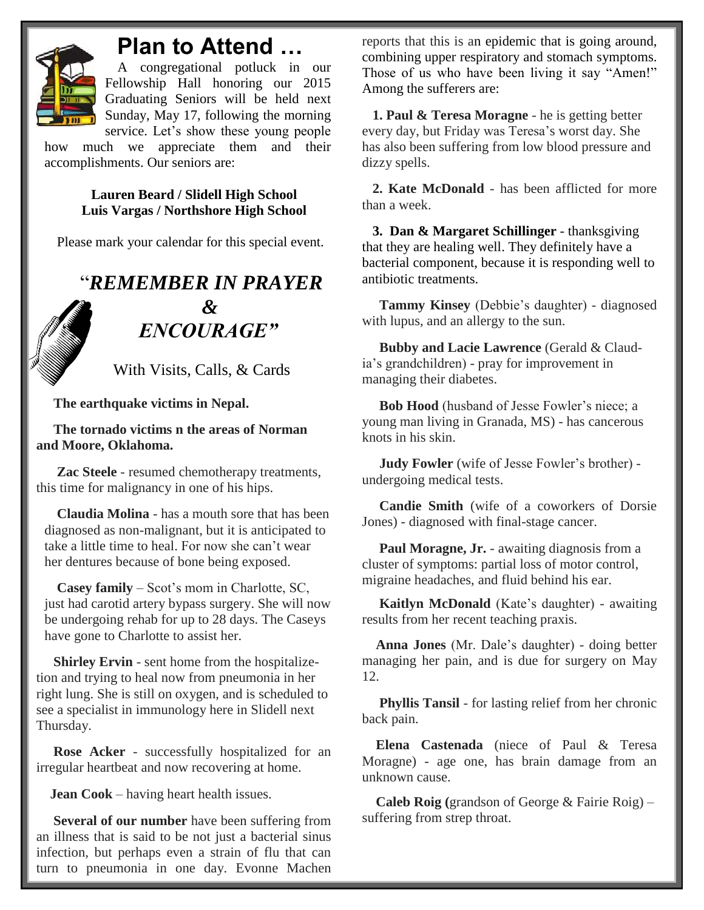## Plan to Attend …

A congregational potluck in our Fellowship Hall honoring our 2015 Graduating Seniors will be held next Sunday, May 17, following the morning service. Let's show these young people how much we appreciate them and their accomplishments. Our seniors are:

**Lauren Beard / Slidell High School**
**Luis Vargas / Northshore High School**

Please mark your calendar for this special event.

## "*REMEMBER IN PRAYER & ENCOURAGE"*

With Visits, Calls, & Cards

**The earthquake victims in Nepal.**

**The tornado victims n the areas of Norman and Moore, Oklahoma.**

**Zac Steele** - resumed chemotherapy treatments, this time for malignancy in one of his hips.

**Claudia Molina** - has a mouth sore that has been diagnosed as non-malignant, but it is anticipated to take a little time to heal. For now she can't wear her dentures because of bone being exposed.

**Casey family** – Scot's mom in Charlotte, SC, just had carotid artery bypass surgery. She will now be undergoing rehab for up to 28 days. The Caseys have gone to Charlotte to assist her.

**Shirley Ervin** - sent home from the hospitalize-tion and trying to heal now from pneumonia in her right lung. She is still on oxygen, and is scheduled to see a specialist in immunology here in Slidell next Thursday.

**Rose Acker** - successfully hospitalized for an irregular heartbeat and now recovering at home.

**Jean Cook** – having heart health issues.

**Several of our number** have been suffering from an illness that is said to be not just a bacterial sinus infection, but perhaps even a strain of flu that can turn to pneumonia in one day. Evonne Machen reports that this is an epidemic that is going around, combining upper respiratory and stomach symptoms. Those of us who have been living it say "Amen!" Among the sufferers are:

**1. Paul & Teresa Moragne** - he is getting better every day, but Friday was Teresa's worst day. She has also been suffering from low blood pressure and dizzy spells.

**2. Kate McDonald** - has been afflicted for more than a week.

**3. Dan & Margaret Schillinger** - thanksgiving that they are healing well. They definitely have a bacterial component, because it is responding well to antibiotic treatments.

**Tammy Kinsey** (Debbie's daughter) - diagnosed with lupus, and an allergy to the sun.

**Bubby and Lacie Lawrence** (Gerald & Claud-ia's grandchildren) - pray for improvement in managing their diabetes.

**Bob Hood** (husband of Jesse Fowler's niece; a young man living in Granada, MS) - has cancerous knots in his skin.

**Judy Fowler** (wife of Jesse Fowler's brother) - undergoing medical tests.

**Candie Smith** (wife of a coworkers of Dorsie Jones) - diagnosed with final-stage cancer.

**Paul Moragne, Jr.** - awaiting diagnosis from a cluster of symptoms: partial loss of motor control, migraine headaches, and fluid behind his ear.

**Kaitlyn McDonald** (Kate's daughter) - awaiting results from her recent teaching praxis.

**Anna Jones** (Mr. Dale's daughter) - doing better managing her pain, and is due for surgery on May 12.

**Phyllis Tansil** - for lasting relief from her chronic back pain.

**Elena Castenada** (niece of Paul & Teresa Moragne) - age one, has brain damage from an unknown cause.

**Caleb Roig (**grandson of George & Fairie Roig) – suffering from strep throat.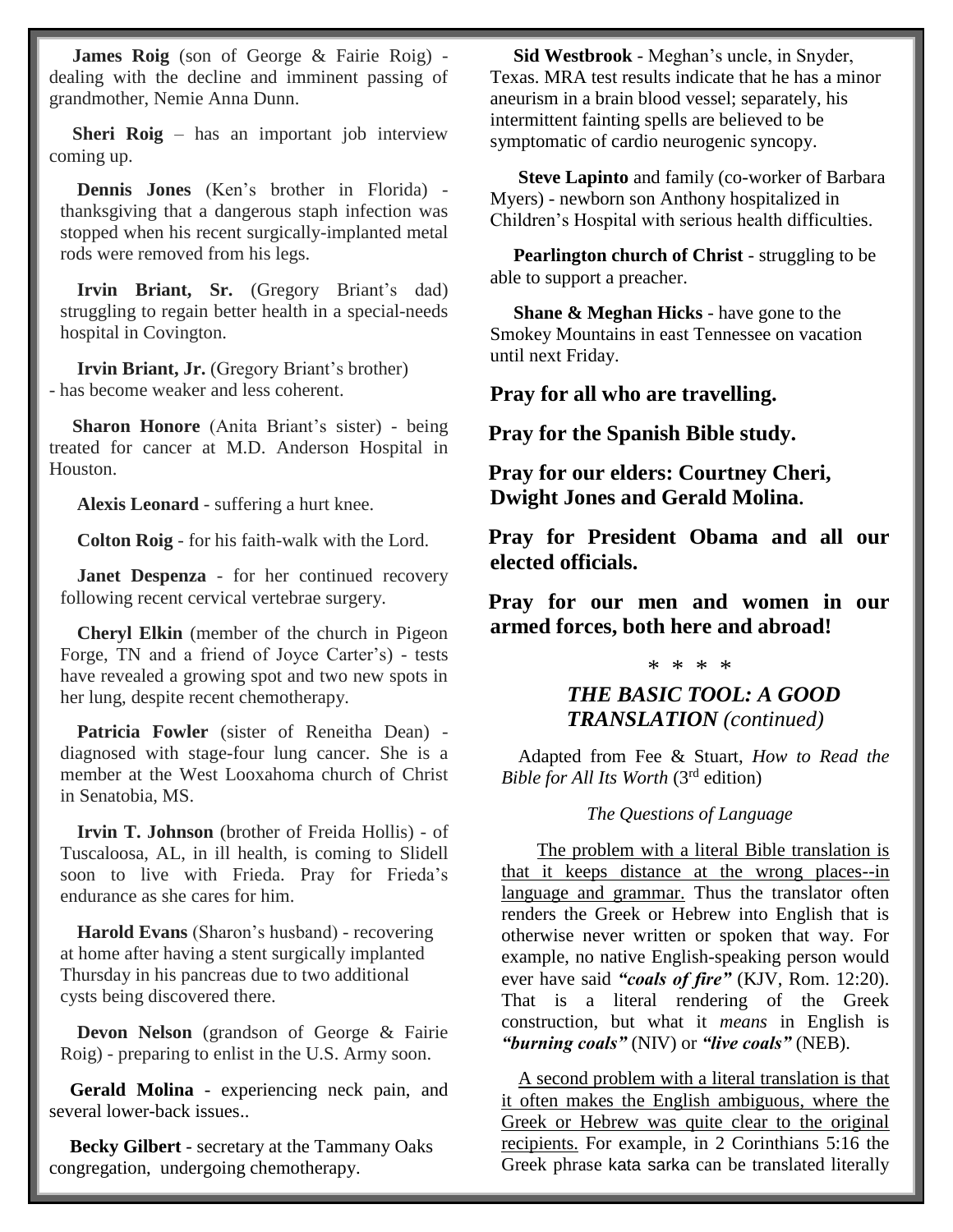**James Roig** (son of George & Fairie Roig) - dealing with the decline and imminent passing of grandmother, Nemie Anna Dunn.

**Sheri Roig** – has an important job interview coming up.

**Dennis Jones** (Ken's brother in Florida) - thanksgiving that a dangerous staph infection was stopped when his recent surgically-implanted metal rods were removed from his legs.

**Irvin Briant, Sr.** (Gregory Briant's dad) struggling to regain better health in a special-needs hospital in Covington.

**Irvin Briant, Jr.** (Gregory Briant's brother) - has become weaker and less coherent.

**Sharon Honore** (Anita Briant's sister) - being treated for cancer at M.D. Anderson Hospital in Houston.

**Alexis Leonard** - suffering a hurt knee.

**Colton Roig** - for his faith-walk with the Lord.

**Janet Despenza** - for her continued recovery following recent cervical vertebrae surgery.

**Cheryl Elkin** (member of the church in Pigeon Forge, TN and a friend of Joyce Carter's) - tests have revealed a growing spot and two new spots in her lung, despite recent chemotherapy.

**Patricia Fowler** (sister of Reneitha Dean) - diagnosed with stage-four lung cancer. She is a member at the West Looxahoma church of Christ in Senatobia, MS.

**Irvin T. Johnson** (brother of Freida Hollis) - of Tuscaloosa, AL, in ill health, is coming to Slidell soon to live with Frieda. Pray for Frieda's endurance as she cares for him.

**Harold Evans** (Sharon's husband) - recovering at home after having a stent surgically implanted Thursday in his pancreas due to two additional cysts being discovered there.

**Devon Nelson** (grandson of George & Fairie Roig) - preparing to enlist in the U.S. Army soon.

**Gerald Molina** - experiencing neck pain, and several lower-back issues..

**Becky Gilbert** - secretary at the Tammany Oaks congregation, undergoing chemotherapy.

**Sid Westbrook** - Meghan's uncle, in Snyder, Texas. MRA test results indicate that he has a minor aneurism in a brain blood vessel; separately, his intermittent fainting spells are believed to be symptomatic of cardio neurogenic syncopy.

**Steve Lapinto** and family (co-worker of Barbara Myers) - newborn son Anthony hospitalized in Children's Hospital with serious health difficulties.

**Pearlington church of Christ** - struggling to be able to support a preacher.

**Shane & Meghan Hicks** - have gone to the Smokey Mountains in east Tennessee on vacation until next Friday.

**Pray for all who are travelling.**

**Pray for the Spanish Bible study.**

**Pray for our elders: Courtney Cheri, Dwight Jones and Gerald Molina.**

**Pray for President Obama and all our elected officials.**

**Pray for our men and women in our armed forces, both here and abroad!**

\* \* \* \*

***THE BASIC TOOL: A GOOD TRANSLATION** (continued)*

Adapted from Fee & Stuart, *How to Read the Bible for All Its Worth* (3rd edition)

*The Questions of Language*

The problem with a literal Bible translation is that it keeps distance at the wrong places--in language and grammar. Thus the translator often renders the Greek or Hebrew into English that is otherwise never written or spoken that way. For example, no native English-speaking person would ever have said ***"coals of fire"*** (KJV, Rom. 12:20). That is a literal rendering of the Greek construction, but what it *means* in English is ***"burning coals"*** (NIV) or ***"live coals"*** (NEB).

A second problem with a literal translation is that it often makes the English ambiguous, where the Greek or Hebrew was quite clear to the original recipients. For example, in 2 Corinthians 5:16 the Greek phrase kata sarka can be translated literally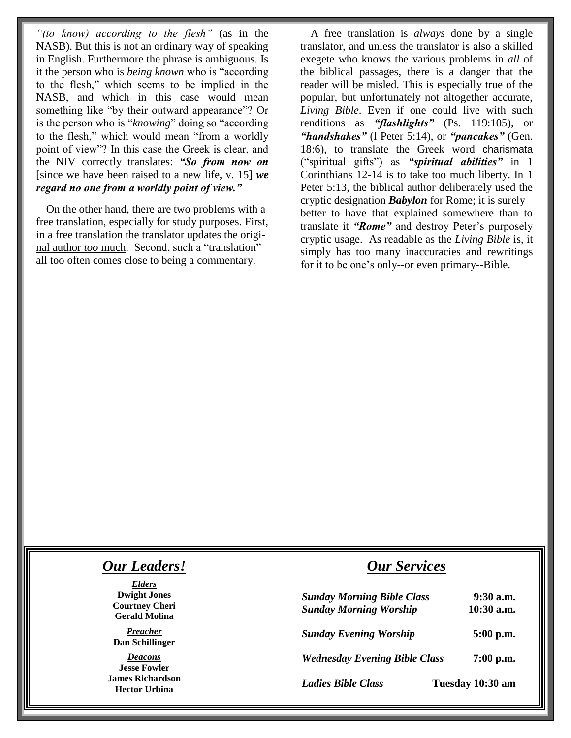*"(to know) according to the flesh"* (as in the NASB). But this is not an ordinary way of speaking in English. Furthermore the phrase is ambiguous. Is it the person who is *being known* who is "according to the flesh," which seems to be implied in the NASB, and which in this case would mean something like "by their outward appearance"? Or is the person who is "*knowing*" doing so "according to the flesh," which would mean "from a worldly point of view"? In this case the Greek is clear, and the NIV correctly translates: ***"So from now on*** [since we have been raised to a new life, v. 15] ***we regard no one from a worldly point of view."***

On the other hand, there are two problems with a free translation, especially for study purposes. First, in a free translation the translator updates the original author *too* much. Second, such a "translation" all too often comes close to being a commentary.

A free translation is *always* done by a single translator, and unless the translator is also a skilled exegete who knows the various problems in *all* of the biblical passages, there is a danger that the reader will be misled. This is especially true of the popular, but unfortunately not altogether accurate, *Living Bible*. Even if one could live with such renditions as ***"flashlights"*** (Ps. 119:105), or ***"handshakes"*** (l Peter 5:14), or ***"pancakes"*** (Gen. 18:6), to translate the Greek word charismata ("spiritual gifts") as ***"spiritual abilities"*** in 1 Corinthians 12-14 is to take too much liberty. In 1 Peter 5:13, the biblical author deliberately used the cryptic designation ***Babylon*** for Rome; it is surely better to have that explained somewhere than to translate it ***"Rome"*** and destroy Peter's purposely cryptic usage. As readable as the *Living Bible* is, it simply has too many inaccuracies and rewritings for it to be one's only--or even primary--Bible.

## *Our Leaders!*

***Elders***
**Dwight Jones**
**Courtney Cheri**
**Gerald Molina**

***Preacher***
**Dan Schillinger**

***Deacons***
**Jesse Fowler**
**James Richardson**
**Hector Urbina**

## *Our Services*

| | |
|---|---|
| ***Sunday Morning Bible Class*** | **9:30 a.m.** |
| ***Sunday Morning Worship*** | **10:30 a.m.** |
| ***Sunday Evening Worship*** | **5:00 p.m.** |
| ***Wednesday Evening Bible Class*** | **7:00 p.m.** |
| ***Ladies Bible Class*** | **Tuesday 10:30 am** |